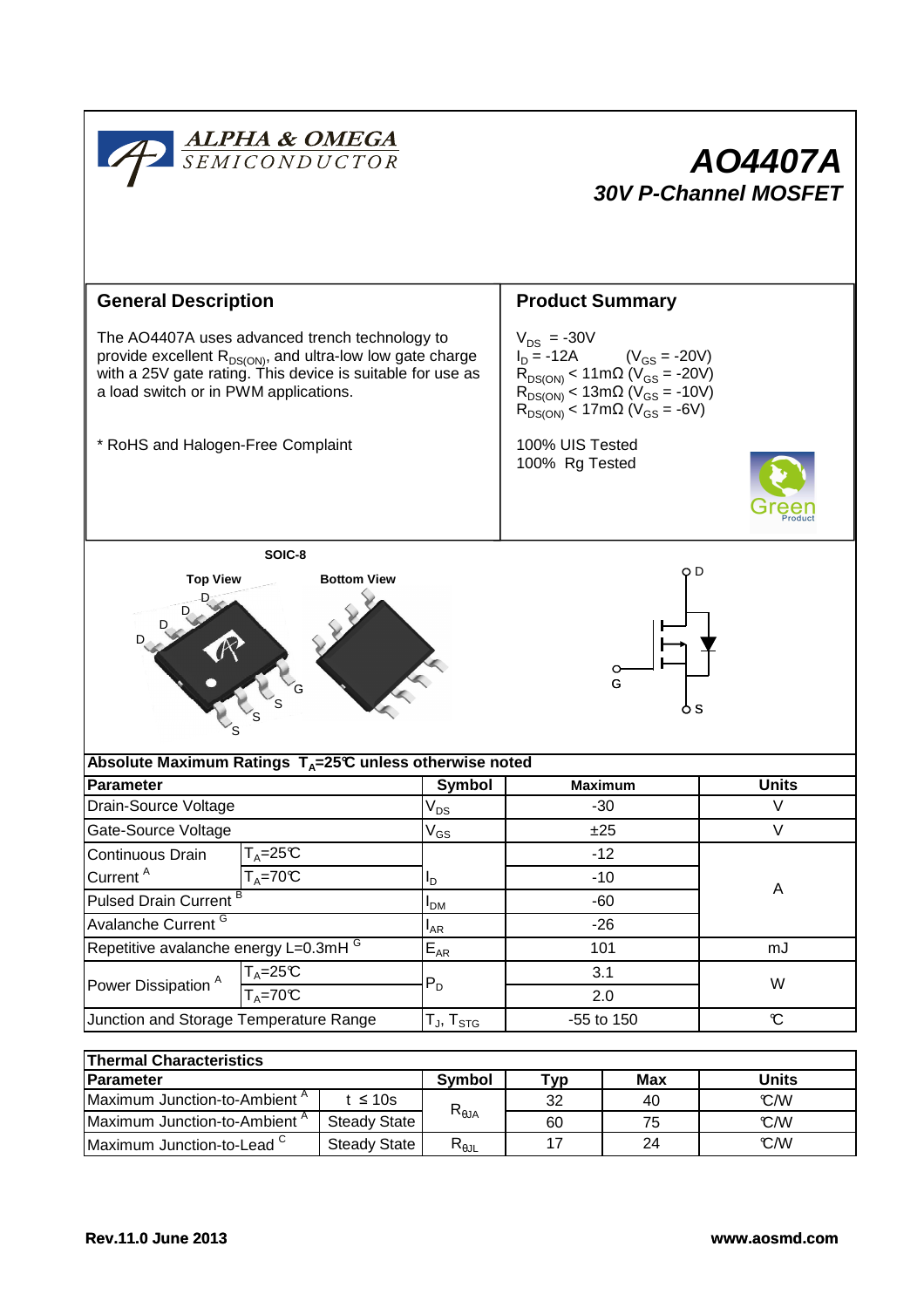ALPHA & OMEGA SEMICONDUCTOR

# AO4407A

## 30V P-Channel MOSFET

### General Description

The AO4407A uses advanced trench technology to provide excellent $R_{DS(ON)}$, and ultra-low low gate charge with a 25V gate rating. This device is suitable for use as a load switch or in PWM applications.

* RoHS and Halogen-Free Complaint

### Product Summary

$V_{DS}$ = -30V
$I_D$ = -12A ($V_{GS}$ = -20V)
$R_{DS(ON)}$ < 11mΩ ($V_{GS}$ = -20V)
$R_{DS(ON)}$ < 13mΩ ($V_{GS}$ = -10V)
$R_{DS(ON)}$ < 17mΩ ($V_{GS}$ = -6V)

100% UIS Tested
100% Rg Tested

SOIC-8

Top View | Bottom View

### Absolute Maximum Ratings $T_A$=25℃ unless otherwise noted

| Parameter | | Symbol | Maximum | Units |
|---|---|---|---|---|
| Drain-Source Voltage | | $V_{DS}$ | -30 | V |
| Gate-Source Voltage | | $V_{GS}$ | ±25 | V |
| Continuous Drain Current [A] | $T_A$=25℃ | $I_D$ | -12 | A |
| | $T_A$=70℃ | | -10 | |
| Pulsed Drain Current [B] | | $I_{DM}$ | -60 | |
| Avalanche Current [G] | | $I_{AR}$ | -26 | |
| Repetitive avalanche energy L=0.3mH [G] | | $E_{AR}$ | 101 | mJ |
| Power Dissipation [A] | $T_A$=25℃ | $P_D$ | 3.1 | W |
| | $T_A$=70℃ | | 2.0 | |
| Junction and Storage Temperature Range | | $T_J$, $T_{STG}$ | -55 to 150 | ℃ |

### Thermal Characteristics

| Parameter | | Symbol | Typ | Max | Units |
|---|---|---|---|---|---|
| Maximum Junction-to-Ambient [A] | t ≤ 10s | $R_{\theta JA}$ | 32 | 40 | ℃/W |
| Maximum Junction-to-Ambient [A] | Steady State | | 60 | 75 | ℃/W |
| Maximum Junction-to-Lead [C] | Steady State | $R_{\theta JL}$ | 17 | 24 | ℃/W |

Rev.11.0 June 2013 www.aosmd.com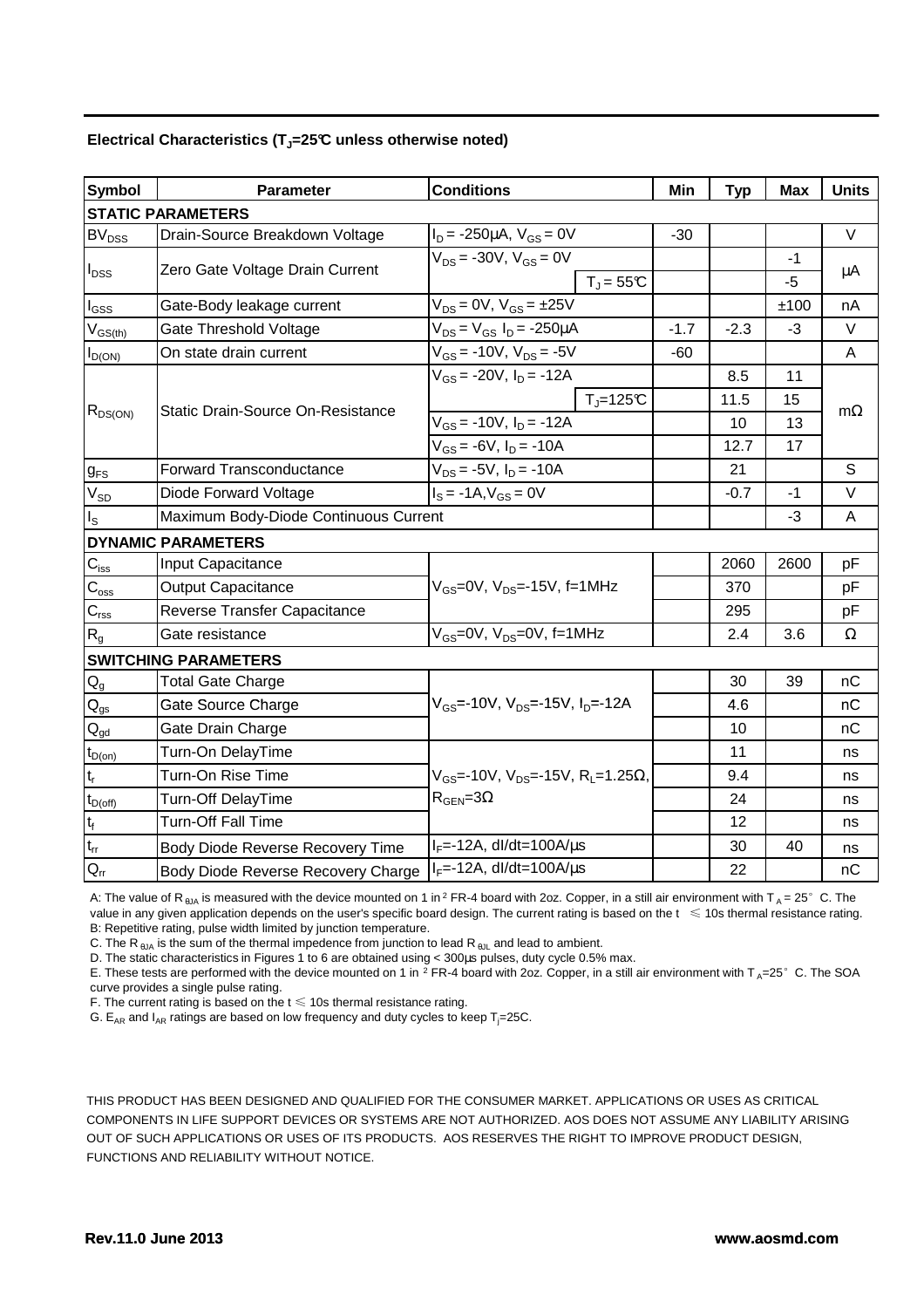**Electrical Characteristics ($T_J$=25°C unless otherwise noted)**

| Symbol | Parameter | Conditions | | Min | Typ | Max | Units |
|---|---|---|---|---|---|---|---|
| **STATIC PARAMETERS** | | | | | | | |
| $BV_{DSS}$ | Drain-Source Breakdown Voltage | $I_D$ = -250µA, $V_{GS}$ = 0V | | -30 | | | V |
| $I_{DSS}$ | Zero Gate Voltage Drain Current | $V_{DS}$ = -30V, $V_{GS}$ = 0V | | | | -1 | µA |
| | | | $T_J$ = 55°C | | | -5 | |
| $I_{GSS}$ | Gate-Body leakage current | $V_{DS}$ = 0V, $V_{GS}$ = ±25V | | | | ±100 | nA |
| $V_{GS(th)}$ | Gate Threshold Voltage | $V_{DS}$ = $V_{GS}$ $I_D$ = -250µA | | -1.7 | -2.3 | -3 | V |
| $I_{D(ON)}$ | On state drain current | $V_{GS}$ = -10V, $V_{DS}$ = -5V | | -60 | | | A |
| $R_{DS(ON)}$ | Static Drain-Source On-Resistance | $V_{GS}$ = -20V, $I_D$ = -12A | | | 8.5 | 11 | mΩ |
| | | | $T_J$=125°C | | 11.5 | 15 | |
| | | $V_{GS}$ = -10V, $I_D$ = -12A | | | 10 | 13 | |
| | | $V_{GS}$ = -6V, $I_D$ = -10A | | | 12.7 | 17 | |
| $g_{FS}$ | Forward Transconductance | $V_{DS}$ = -5V, $I_D$ = -10A | | | 21 | | S |
| $V_{SD}$ | Diode Forward Voltage | $I_S$ = -1A,$V_{GS}$ = 0V | | | -0.7 | -1 | V |
| $I_S$ | Maximum Body-Diode Continuous Current | | | | | -3 | A |
| **DYNAMIC PARAMETERS** | | | | | | | |
| $C_{iss}$ | Input Capacitance | $V_{GS}$=0V, $V_{DS}$=-15V, f=1MHz | | | 2060 | 2600 | pF |
| $C_{oss}$ | Output Capacitance | | | | 370 | | pF |
| $C_{rss}$ | Reverse Transfer Capacitance | | | | 295 | | pF |
| $R_g$ | Gate resistance | $V_{GS}$=0V, $V_{DS}$=0V, f=1MHz | | | 2.4 | 3.6 | Ω |
| **SWITCHING PARAMETERS** | | | | | | | |
| $Q_g$ | Total Gate Charge | $V_{GS}$=-10V, $V_{DS}$=-15V, $I_D$=-12A | | | 30 | 39 | nC |
| $Q_{gs}$ | Gate Source Charge | | | | 4.6 | | nC |
| $Q_{gd}$ | Gate Drain Charge | | | | 10 | | nC |
| $t_{D(on)}$ | Turn-On DelayTime | $V_{GS}$=-10V, $V_{DS}$=-15V, $R_L$=1.25Ω, $R_{GEN}$=3Ω | | | 11 | | ns |
| $t_r$ | Turn-On Rise Time | | | | 9.4 | | ns |
| $t_{D(off)}$ | Turn-Off DelayTime | | | | 24 | | ns |
| $t_f$ | Turn-Off Fall Time | | | | 12 | | ns |
| $t_{rr}$ | Body Diode Reverse Recovery Time | $I_F$=-12A, dI/dt=100A/µs | | | 30 | 40 | ns |
| $Q_{rr}$ | Body Diode Reverse Recovery Charge | $I_F$=-12A, dI/dt=100A/µs | | | 22 | | nC |

A: The value of $R_{\theta JA}$ is measured with the device mounted on 1 in² FR-4 board with 2oz. Copper, in a still air environment with $T_A$ = 25°C. The value in any given application depends on the user's specific board design. The current rating is based on the t ≤ 10s thermal resistance rating.
B: Repetitive rating, pulse width limited by junction temperature.
C. The $R_{\theta JA}$ is the sum of the thermal impedence from junction to lead $R_{\theta JL}$ and lead to ambient.
D. The static characteristics in Figures 1 to 6 are obtained using < 300µs pulses, duty cycle 0.5% max.
E. These tests are performed with the device mounted on 1 in² FR-4 board with 2oz. Copper, in a still air environment with $T_A$=25°C. The SOA curve provides a single pulse rating.
F. The current rating is based on the t ≤ 10s thermal resistance rating.
G. $E_{AR}$ and $I_{AR}$ ratings are based on low frequency and duty cycles to keep $T_j$=25C.

THIS PRODUCT HAS BEEN DESIGNED AND QUALIFIED FOR THE CONSUMER MARKET. APPLICATIONS OR USES AS CRITICAL COMPONENTS IN LIFE SUPPORT DEVICES OR SYSTEMS ARE NOT AUTHORIZED. AOS DOES NOT ASSUME ANY LIABILITY ARISING OUT OF SUCH APPLICATIONS OR USES OF ITS PRODUCTS. AOS RESERVES THE RIGHT TO IMPROVE PRODUCT DESIGN, FUNCTIONS AND RELIABILITY WITHOUT NOTICE.

**Rev.11.0 June 2013** **www.aosmd.com**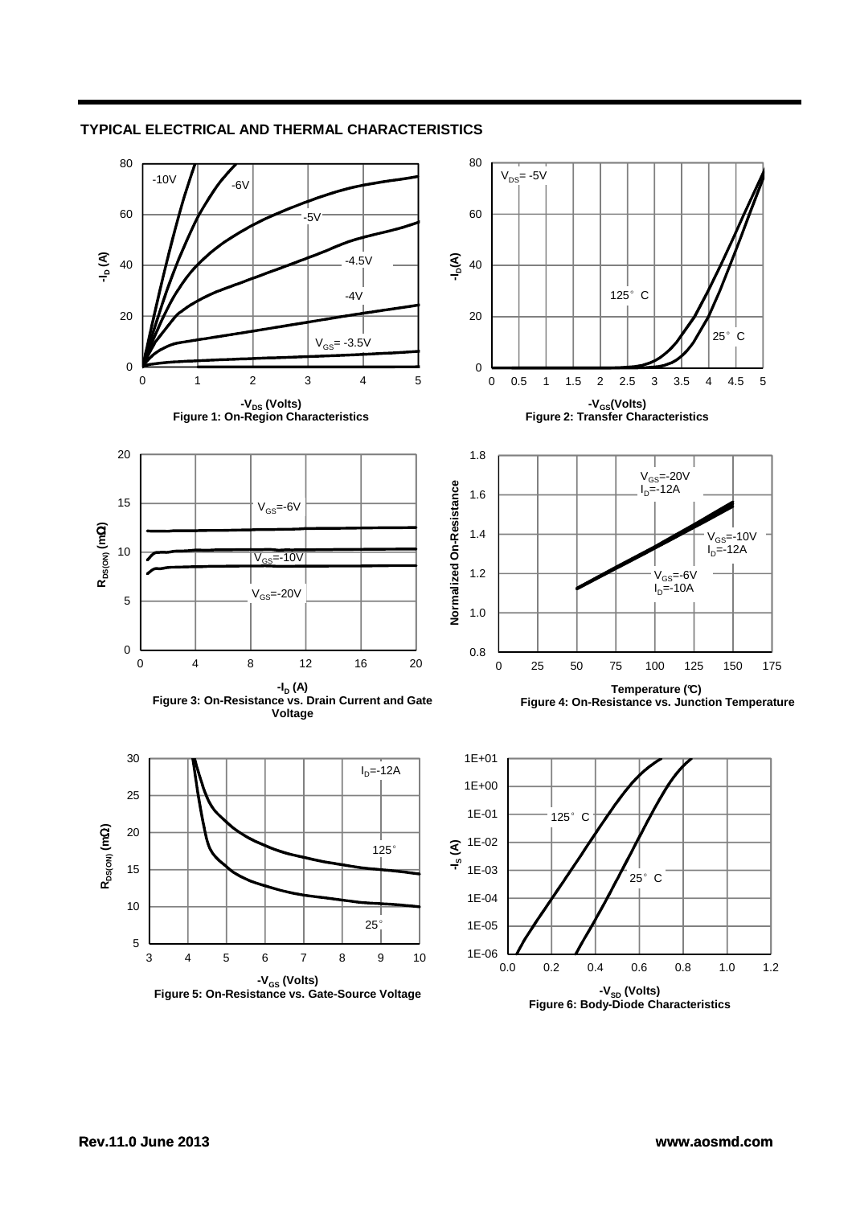## TYPICAL ELECTRICAL AND THERMAL CHARACTERISTICS

Figure 1: On-Region Characteristics

Figure 2: Transfer Characteristics

Figure 3: On-Resistance vs. Drain Current and Gate Voltage

Figure 4: On-Resistance vs. Junction Temperature

Figure 5: On-Resistance vs. Gate-Source Voltage

Figure 6: Body-Diode Characteristics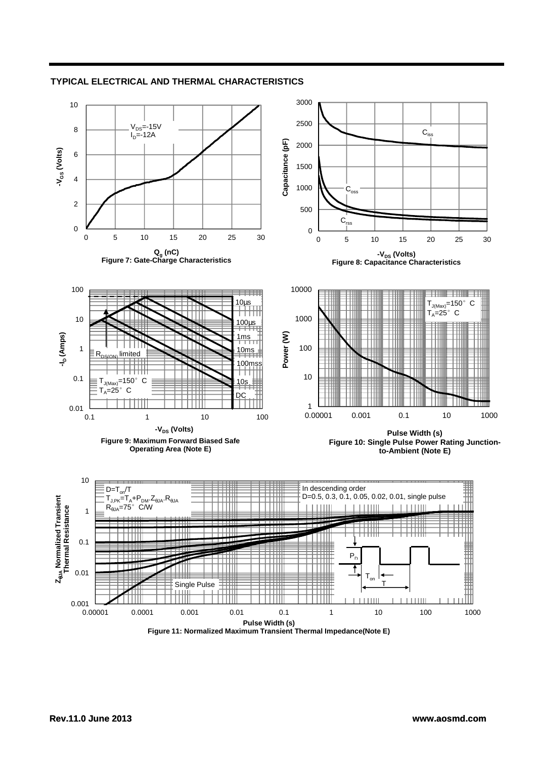## TYPICAL ELECTRICAL AND THERMAL CHARACTERISTICS

$V_{DS}$=-15V
$I_D$=-12A

$-V_{GS}$ (Volts)

$Q_g$ (nC)

Figure 7: Gate-Charge Characteristics

$C_{iss}$

$C_{oss}$

$C_{rss}$

Capacitance (pF)

$-V_{DS}$ (Volts)

Figure 8: Capacitance Characteristics

10µs

100µs

1ms

10ms

100mss

10s

DC

$R_{DS(ON)}$ limited

$T_{J(Max)}$=150° C
$T_A$=25° C

$-I_D$ (Amps)

$-V_{DS}$ (Volts)

Figure 9: Maximum Forward Biased Safe Operating Area (Note E)

$T_{J(Max)}$=150° C
$T_A$=25° C

Power (W)

Pulse Width (s)

Figure 10: Single Pulse Power Rating Junction-to-Ambient (Note E)

$D=T_{on}/T$
$T_{J,PK}=T_A+P_{DM}.Z_{\theta JA}.R_{\theta JA}$
$R_{\theta JA}$=75° C/W

In descending order
D=0.5, 0.3, 0.1, 0.05, 0.02, 0.01, single pulse

Single Pulse

$P_D$

$T_{on}$

T

$Z_{\theta JA}$ Normalized Transient Thermal Resistance

Pulse Width (s)

Figure 11: Normalized Maximum Transient Thermal Impedance(Note E)

Rev.11.0 June 2013 www.aosmd.com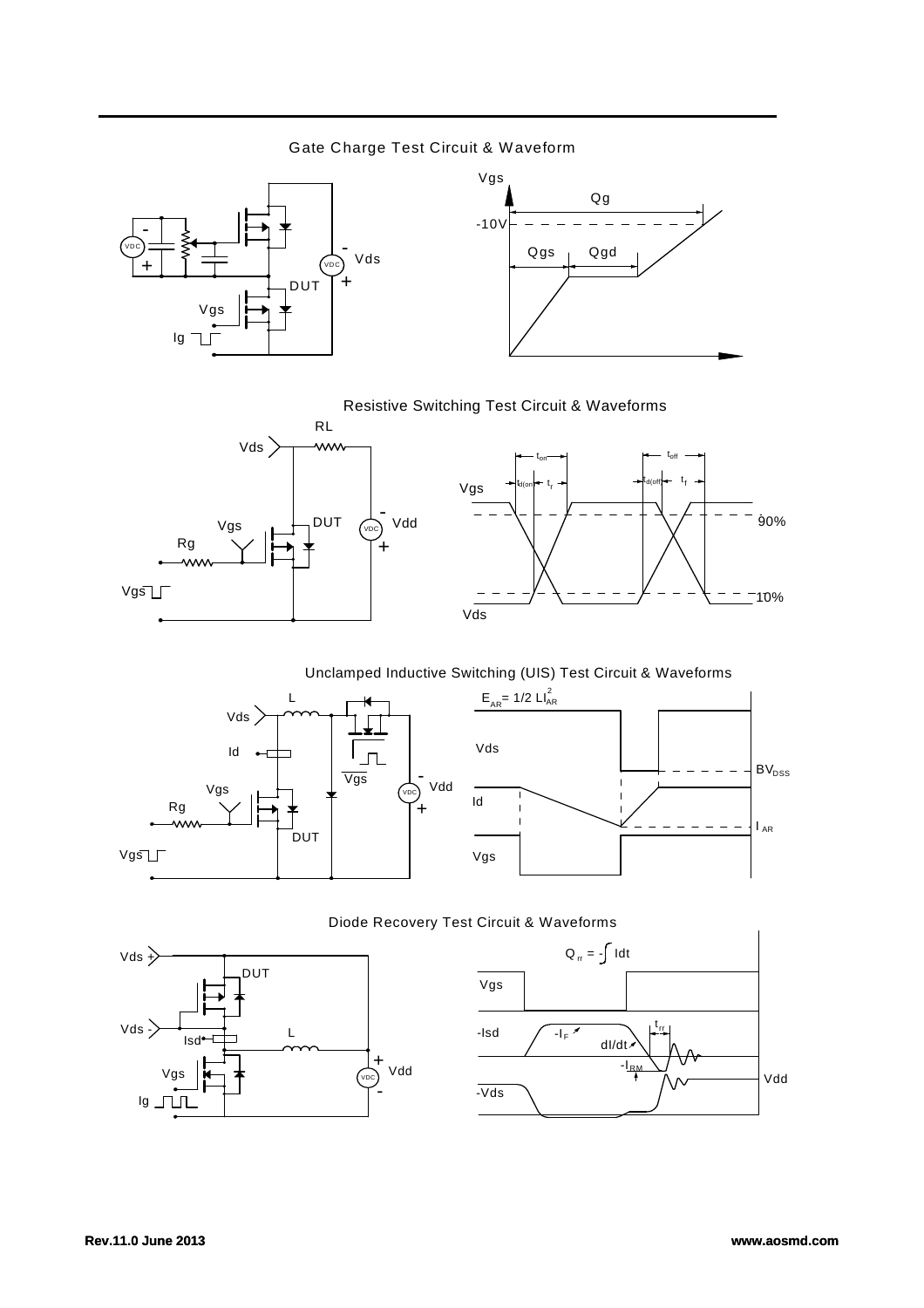## Gate Charge Test Circuit & Waveform

VDC
-
+
VDC
-
Vds
+
DUT
Vgs
Ig

Vgs
Qg
-10V
Qgs
Qgd

## Resistive Switching Test Circuit & Waveforms

RL
Vds
Vgs
DUT
Rg
VDC
-
Vdd
+
Vgs

$t_{on}$
$t_{off}$
Vgs
$t_{d(on)}$
$t_r$
$t_{d(off)}$
$t_f$
90%
10%
Vds

## Unclamped Inductive Switching (UIS) Test Circuit & Waveforms

L
Vds
Id
Vgs
Rg
Vgs
DUT
Vgs
VDC
-
Vdd
+

$E_{AR}= 1/2\ LI_{AR}^2$
Vds
$BV_{DSS}$
Id
$I_{AR}$
Vgs

## Diode Recovery Test Circuit & Waveforms

Vds +
DUT
Vds -
Isd
L
Vgs
Ig
VDC
+
Vdd
-

$Q_{rr} = -\int Idt$
Vgs
-Isd
$-I_F$
$t_{rr}$
dI/dt
$-I_{RM}$
Vdd
-Vds